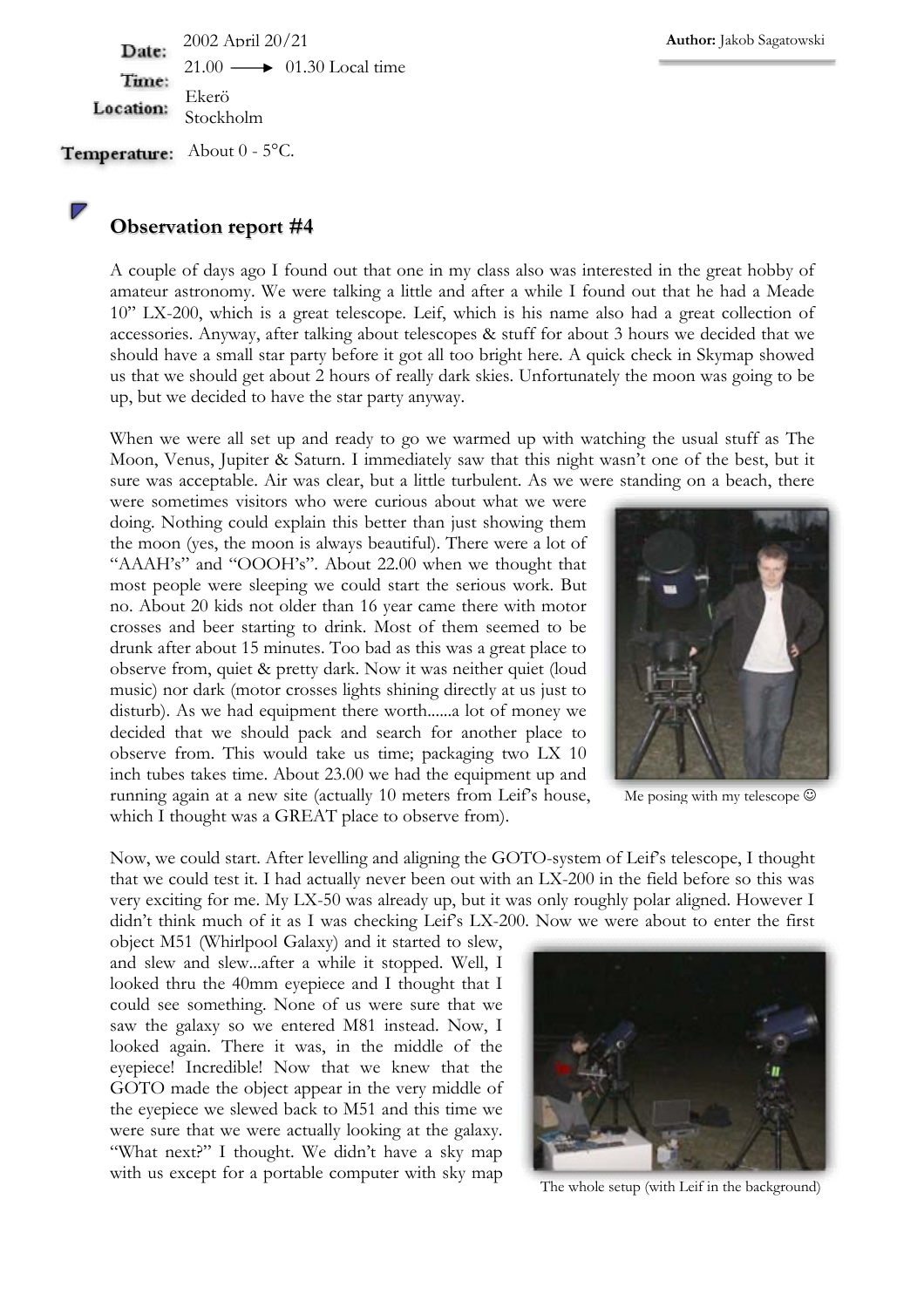**Date:** 2002 April 20/21
**Time:** 21.00 ⟶ 01.30 Local time
**Location:** Ekerö Stockholm
**Temperature:** About 0 - 5°C.

**Author:** Jakob Sagatowski

## Observation report #4

A couple of days ago I found out that one in my class also was interested in the great hobby of amateur astronomy. We were talking a little and after a while I found out that he had a Meade 10" LX-200, which is a great telescope. Leif, which is his name also had a great collection of accessories. Anyway, after talking about telescopes & stuff for about 3 hours we decided that we should have a small star party before it got all too bright here. A quick check in Skymap showed us that we should get about 2 hours of really dark skies. Unfortunately the moon was going to be up, but we decided to have the star party anyway.

When we were all set up and ready to go we warmed up with watching the usual stuff as The Moon, Venus, Jupiter & Saturn. I immediately saw that this night wasn't one of the best, but it sure was acceptable. Air was clear, but a little turbulent. As we were standing on a beach, there were sometimes visitors who were curious about what we were doing. Nothing could explain this better than just showing them the moon (yes, the moon is always beautiful). There were a lot of "AAAH's" and "OOOH's". About 22.00 when we thought that most people were sleeping we could start the serious work. But no. About 20 kids not older than 16 year came there with motor crosses and beer starting to drink. Most of them seemed to be drunk after about 15 minutes. Too bad as this was a great place to observe from, quiet & pretty dark. Now it was neither quiet (loud music) nor dark (motor crosses lights shining directly at us just to disturb). As we had equipment there worth......a lot of money we decided that we should pack and search for another place to observe from. This would take us time; packaging two LX 10 inch tubes takes time. About 23.00 we had the equipment up and running again at a new site (actually 10 meters from Leif's house, which I thought was a GREAT place to observe from).

Me posing with my telescope ☺

Now, we could start. After levelling and aligning the GOTO-system of Leif's telescope, I thought that we could test it. I had actually never been out with an LX-200 in the field before so this was very exciting for me. My LX-50 was already up, but it was only roughly polar aligned. However I didn't think much of it as I was checking Leif's LX-200. Now we were about to enter the first object M51 (Whirlpool Galaxy) and it started to slew, and slew and slew...after a while it stopped. Well, I looked thru the 40mm eyepiece and I thought that I could see something. None of us were sure that we saw the galaxy so we entered M81 instead. Now, I looked again. There it was, in the middle of the eyepiece! Incredible! Now that we knew that the GOTO made the object appear in the very middle of the eyepiece we slewed back to M51 and this time we were sure that we were actually looking at the galaxy. "What next?" I thought. We didn't have a sky map with us except for a portable computer with sky map

The whole setup (with Leif in the background)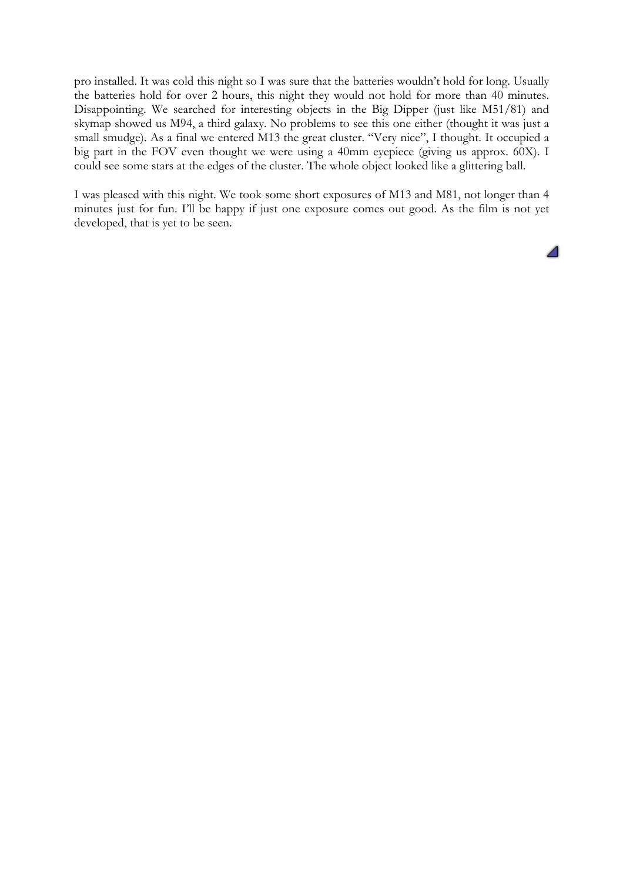pro installed. It was cold this night so I was sure that the batteries wouldn't hold for long. Usually the batteries hold for over 2 hours, this night they would not hold for more than 40 minutes. Disappointing. We searched for interesting objects in the Big Dipper (just like M51/81) and skymap showed us M94, a third galaxy. No problems to see this one either (thought it was just a small smudge). As a final we entered M13 the great cluster. "Very nice", I thought. It occupied a big part in the FOV even thought we were using a 40mm eyepiece (giving us approx. 60X). I could see some stars at the edges of the cluster. The whole object looked like a glittering ball.

I was pleased with this night. We took some short exposures of M13 and M81, not longer than 4 minutes just for fun. I'll be happy if just one exposure comes out good. As the film is not yet developed, that is yet to be seen.